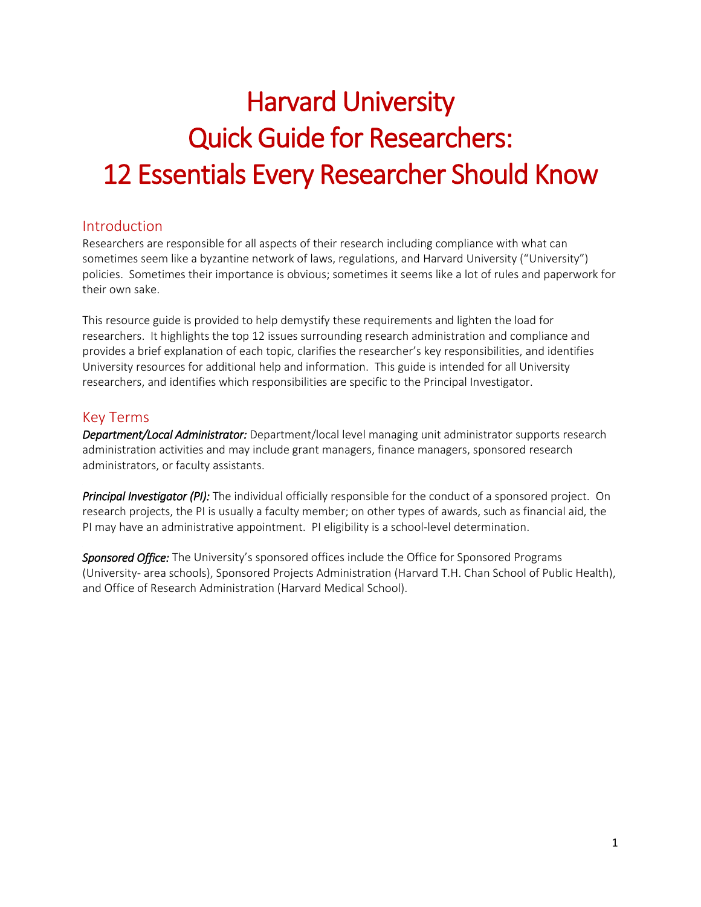# Harvard University
# Quick Guide for Researchers:
# 12 Essentials Every Researcher Should Know

## Introduction

Researchers are responsible for all aspects of their research including compliance with what can sometimes seem like a byzantine network of laws, regulations, and Harvard University ("University") policies. Sometimes their importance is obvious; sometimes it seems like a lot of rules and paperwork for their own sake.

This resource guide is provided to help demystify these requirements and lighten the load for researchers. It highlights the top 12 issues surrounding research administration and compliance and provides a brief explanation of each topic, clarifies the researcher's key responsibilities, and identifies University resources for additional help and information. This guide is intended for all University researchers, and identifies which responsibilities are specific to the Principal Investigator.

## Key Terms

***Department/Local Administrator:*** Department/local level managing unit administrator supports research administration activities and may include grant managers, finance managers, sponsored research administrators, or faculty assistants.

***Principal Investigator (PI):*** The individual officially responsible for the conduct of a sponsored project. On research projects, the PI is usually a faculty member; on other types of awards, such as financial aid, the PI may have an administrative appointment. PI eligibility is a school-level determination.

***Sponsored Office:*** The University's sponsored offices include the Office for Sponsored Programs (University- area schools), Sponsored Projects Administration (Harvard T.H. Chan School of Public Health), and Office of Research Administration (Harvard Medical School).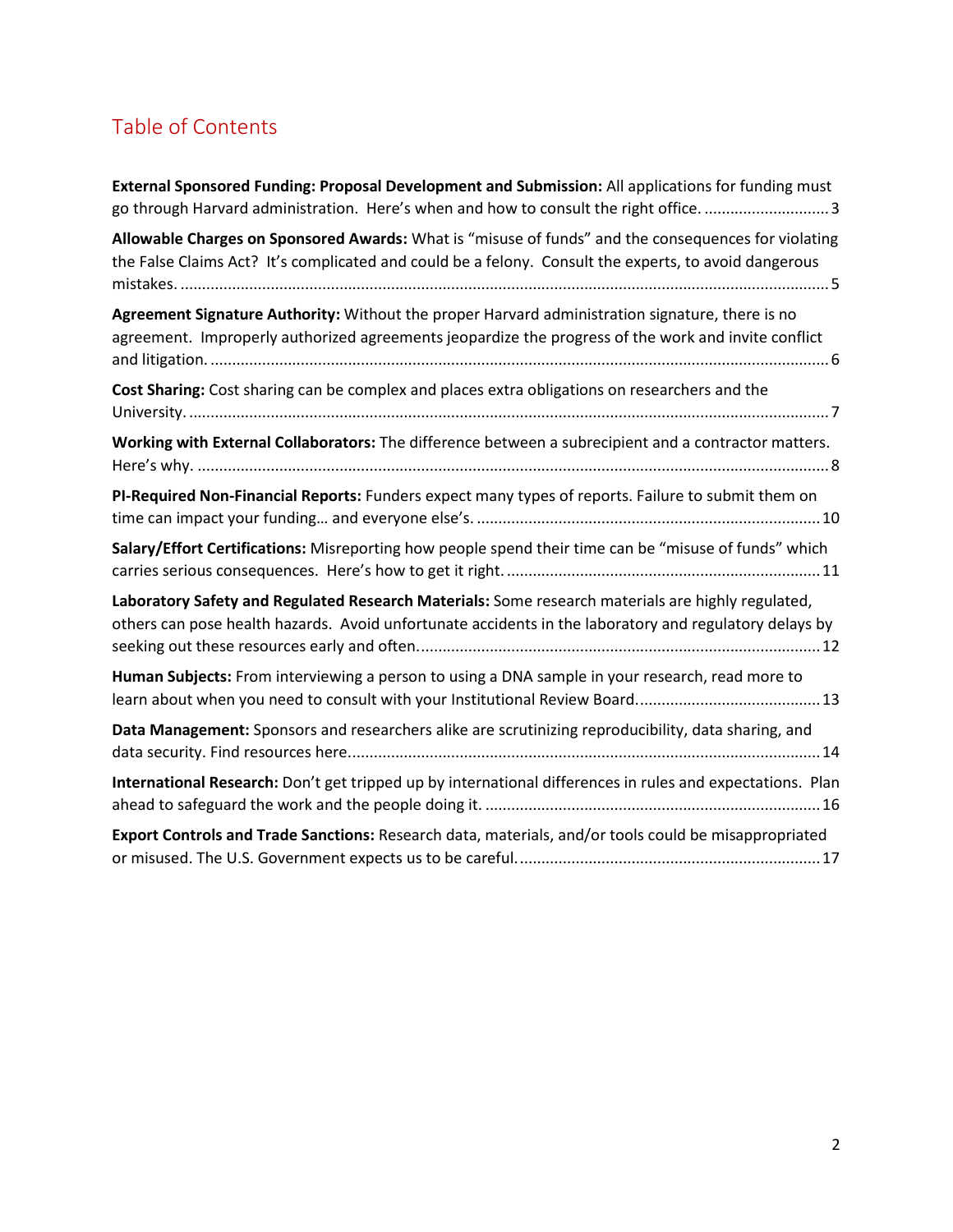# Table of Contents

**External Sponsored Funding: Proposal Development and Submission:** All applications for funding must go through Harvard administration. Here's when and how to consult the right office. ............................ 3

**Allowable Charges on Sponsored Awards:** What is "misuse of funds" and the consequences for violating the False Claims Act? It's complicated and could be a felony. Consult the experts, to avoid dangerous mistakes. ............................ 5

**Agreement Signature Authority:** Without the proper Harvard administration signature, there is no agreement. Improperly authorized agreements jeopardize the progress of the work and invite conflict and litigation. ............................ 6

**Cost Sharing:** Cost sharing can be complex and places extra obligations on researchers and the University. ............................ 7

**Working with External Collaborators:** The difference between a subrecipient and a contractor matters. Here's why. ............................ 8

**PI-Required Non-Financial Reports:** Funders expect many types of reports. Failure to submit them on time can impact your funding… and everyone else's. ............................ 10

**Salary/Effort Certifications:** Misreporting how people spend their time can be "misuse of funds" which carries serious consequences. Here's how to get it right. ............................ 11

**Laboratory Safety and Regulated Research Materials:** Some research materials are highly regulated, others can pose health hazards. Avoid unfortunate accidents in the laboratory and regulatory delays by seeking out these resources early and often. ............................ 12

**Human Subjects:** From interviewing a person to using a DNA sample in your research, read more to learn about when you need to consult with your Institutional Review Board. ............................ 13

**Data Management:** Sponsors and researchers alike are scrutinizing reproducibility, data sharing, and data security. Find resources here. ............................ 14

**International Research:** Don't get tripped up by international differences in rules and expectations. Plan ahead to safeguard the work and the people doing it. ............................ 16

**Export Controls and Trade Sanctions:** Research data, materials, and/or tools could be misappropriated or misused. The U.S. Government expects us to be careful. ............................ 17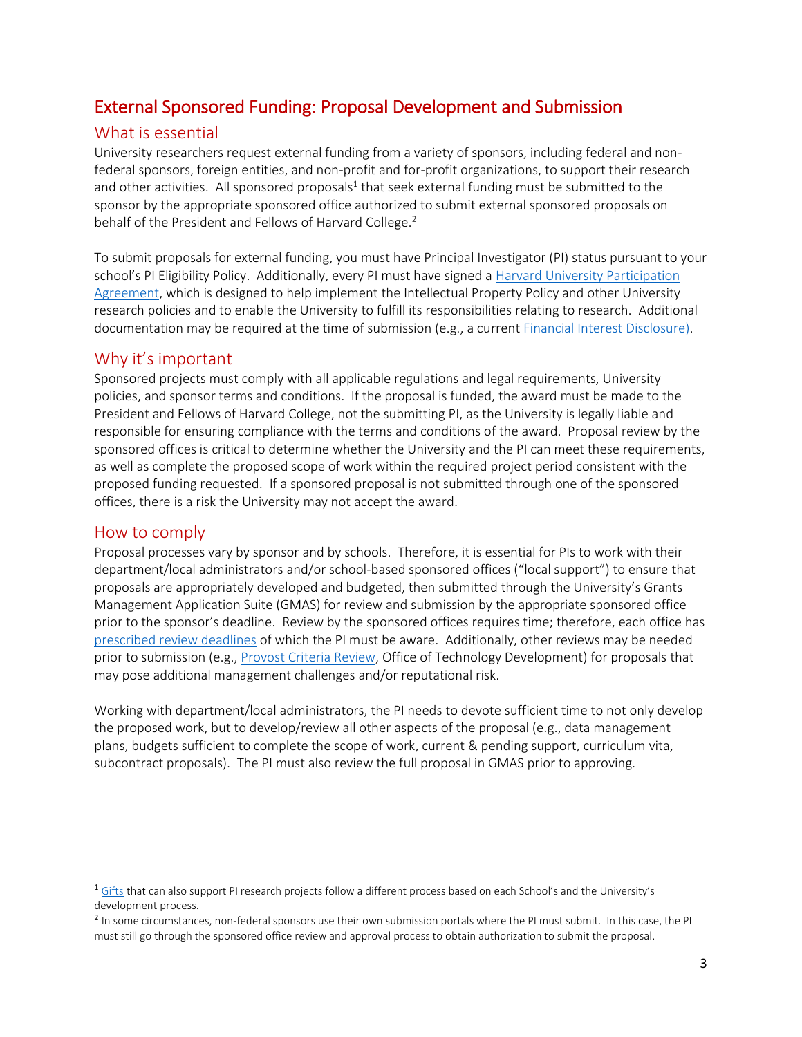# External Sponsored Funding: Proposal Development and Submission

## What is essential

University researchers request external funding from a variety of sponsors, including federal and non-federal sponsors, foreign entities, and non-profit and for-profit organizations, to support their research and other activities. All sponsored proposals[1] that seek external funding must be submitted to the sponsor by the appropriate sponsored office authorized to submit external sponsored proposals on behalf of the President and Fellows of Harvard College.[2]

To submit proposals for external funding, you must have Principal Investigator (PI) status pursuant to your school's PI Eligibility Policy. Additionally, every PI must have signed a Harvard University Participation Agreement, which is designed to help implement the Intellectual Property Policy and other University research policies and to enable the University to fulfill its responsibilities relating to research. Additional documentation may be required at the time of submission (e.g., a current Financial Interest Disclosure).

## Why it's important

Sponsored projects must comply with all applicable regulations and legal requirements, University policies, and sponsor terms and conditions. If the proposal is funded, the award must be made to the President and Fellows of Harvard College, not the submitting PI, as the University is legally liable and responsible for ensuring compliance with the terms and conditions of the award. Proposal review by the sponsored offices is critical to determine whether the University and the PI can meet these requirements, as well as complete the proposed scope of work within the required project period consistent with the proposed funding requested. If a sponsored proposal is not submitted through one of the sponsored offices, there is a risk the University may not accept the award.

## How to comply

Proposal processes vary by sponsor and by schools. Therefore, it is essential for PIs to work with their department/local administrators and/or school-based sponsored offices ("local support") to ensure that proposals are appropriately developed and budgeted, then submitted through the University's Grants Management Application Suite (GMAS) for review and submission by the appropriate sponsored office prior to the sponsor's deadline. Review by the sponsored offices requires time; therefore, each office has prescribed review deadlines of which the PI must be aware. Additionally, other reviews may be needed prior to submission (e.g., Provost Criteria Review, Office of Technology Development) for proposals that may pose additional management challenges and/or reputational risk.

Working with department/local administrators, the PI needs to devote sufficient time to not only develop the proposed work, but to develop/review all other aspects of the proposal (e.g., data management plans, budgets sufficient to complete the scope of work, current & pending support, curriculum vita, subcontract proposals). The PI must also review the full proposal in GMAS prior to approving.

---

[1] Gifts that can also support PI research projects follow a different process based on each School's and the University's development process.

[2] In some circumstances, non-federal sponsors use their own submission portals where the PI must submit. In this case, the PI must still go through the sponsored office review and approval process to obtain authorization to submit the proposal.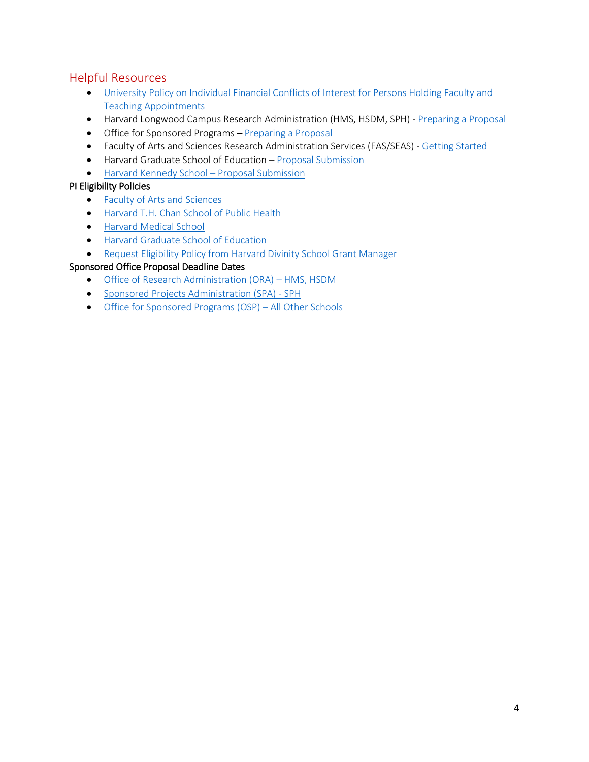## Helpful Resources

- University Policy on Individual Financial Conflicts of Interest for Persons Holding Faculty and Teaching Appointments
- Harvard Longwood Campus Research Administration (HMS, HSDM, SPH) - Preparing a Proposal
- Office for Sponsored Programs – Preparing a Proposal
- Faculty of Arts and Sciences Research Administration Services (FAS/SEAS) - Getting Started
- Harvard Graduate School of Education – Proposal Submission
- Harvard Kennedy School – Proposal Submission

### PI Eligibility Policies

- Faculty of Arts and Sciences
- Harvard T.H. Chan School of Public Health
- Harvard Medical School
- Harvard Graduate School of Education
- Request Eligibility Policy from Harvard Divinity School Grant Manager

### Sponsored Office Proposal Deadline Dates

- Office of Research Administration (ORA) – HMS, HSDM
- Sponsored Projects Administration (SPA) - SPH
- Office for Sponsored Programs (OSP) – All Other Schools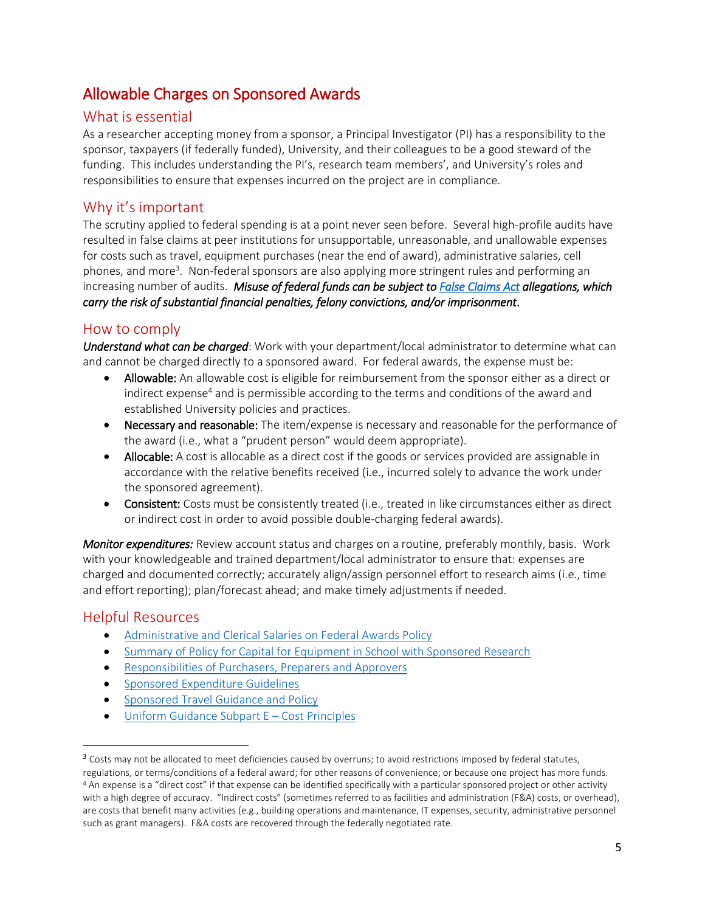# Allowable Charges on Sponsored Awards

## What is essential

As a researcher accepting money from a sponsor, a Principal Investigator (PI) has a responsibility to the sponsor, taxpayers (if federally funded), University, and their colleagues to be a good steward of the funding. This includes understanding the PI's, research team members', and University's roles and responsibilities to ensure that expenses incurred on the project are in compliance.

## Why it's important

The scrutiny applied to federal spending is at a point never seen before. Several high-profile audits have resulted in false claims at peer institutions for unsupportable, unreasonable, and unallowable expenses for costs such as travel, equipment purchases (near the end of award), administrative salaries, cell phones, and more[3]. Non-federal sponsors are also applying more stringent rules and performing an increasing number of audits. ***Misuse of federal funds can be subject to False Claims Act allegations, which carry the risk of substantial financial penalties, felony convictions, and/or imprisonment***.

## How to comply

***Understand what can be charged***: Work with your department/local administrator to determine what can and cannot be charged directly to a sponsored award. For federal awards, the expense must be:

- **Allowable:** An allowable cost is eligible for reimbursement from the sponsor either as a direct or indirect expense[4] and is permissible according to the terms and conditions of the award and established University policies and practices.
- **Necessary and reasonable:** The item/expense is necessary and reasonable for the performance of the award (i.e., what a "prudent person" would deem appropriate).
- **Allocable:** A cost is allocable as a direct cost if the goods or services provided are assignable in accordance with the relative benefits received (i.e., incurred solely to advance the work under the sponsored agreement).
- **Consistent:** Costs must be consistently treated (i.e., treated in like circumstances either as direct or indirect cost in order to avoid possible double-charging federal awards).

***Monitor expenditures:*** Review account status and charges on a routine, preferably monthly, basis. Work with your knowledgeable and trained department/local administrator to ensure that: expenses are charged and documented correctly; accurately align/assign personnel effort to research aims (i.e., time and effort reporting); plan/forecast ahead; and make timely adjustments if needed.

## Helpful Resources

- Administrative and Clerical Salaries on Federal Awards Policy
- Summary of Policy for Capital for Equipment in School with Sponsored Research
- Responsibilities of Purchasers, Preparers and Approvers
- Sponsored Expenditure Guidelines
- Sponsored Travel Guidance and Policy
- Uniform Guidance Subpart E – Cost Principles

---

[3] Costs may not be allocated to meet deficiencies caused by overruns; to avoid restrictions imposed by federal statutes, regulations, or terms/conditions of a federal award; for other reasons of convenience; or because one project has more funds.

[4] An expense is a "direct cost" if that expense can be identified specifically with a particular sponsored project or other activity with a high degree of accuracy. "Indirect costs" (sometimes referred to as facilities and administration (F&A) costs, or overhead), are costs that benefit many activities (e.g., building operations and maintenance, IT expenses, security, administrative personnel such as grant managers). F&A costs are recovered through the federally negotiated rate.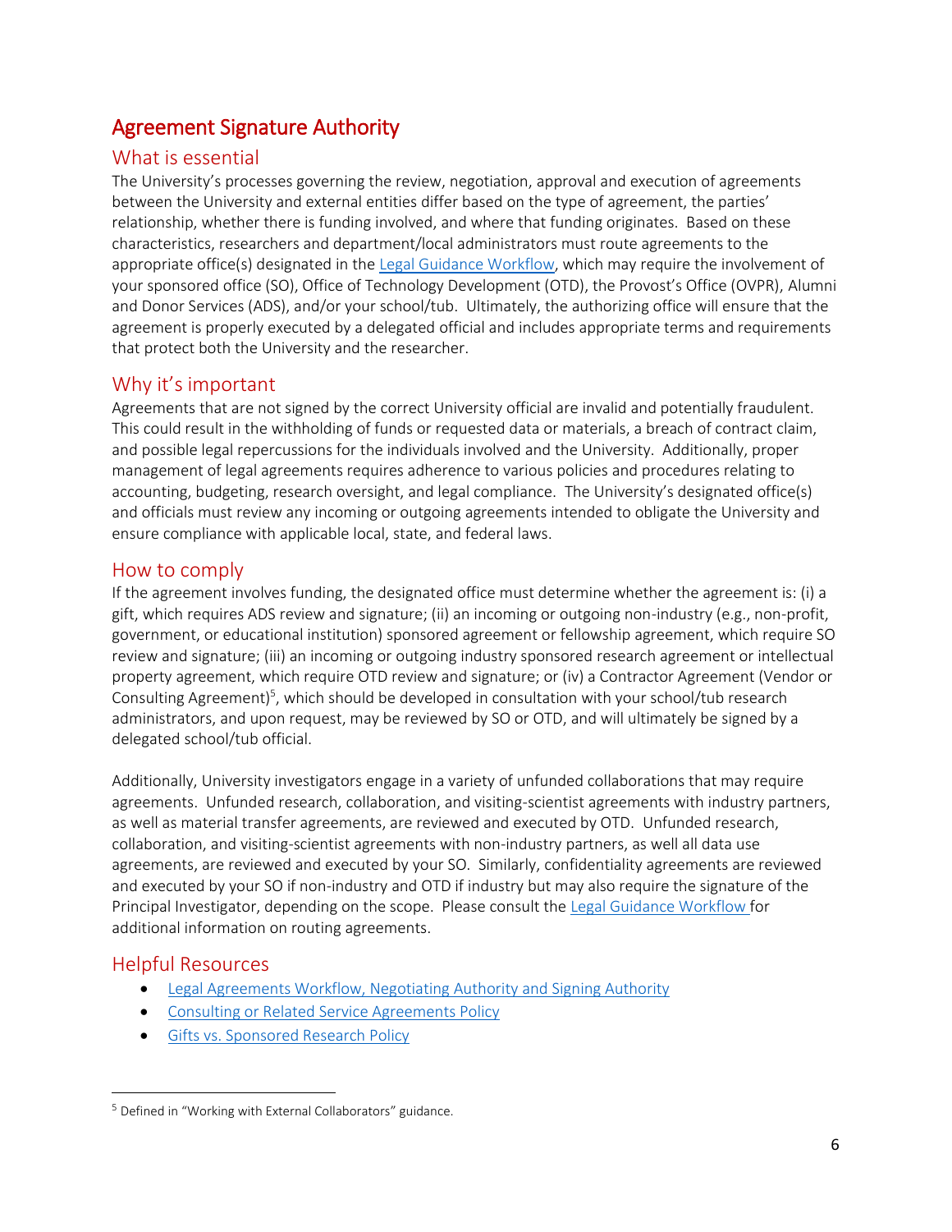# Agreement Signature Authority

## What is essential

The University's processes governing the review, negotiation, approval and execution of agreements between the University and external entities differ based on the type of agreement, the parties' relationship, whether there is funding involved, and where that funding originates. Based on these characteristics, researchers and department/local administrators must route agreements to the appropriate office(s) designated in the [Legal Guidance Workflow](), which may require the involvement of your sponsored office (SO), Office of Technology Development (OTD), the Provost's Office (OVPR), Alumni and Donor Services (ADS), and/or your school/tub. Ultimately, the authorizing office will ensure that the agreement is properly executed by a delegated official and includes appropriate terms and requirements that protect both the University and the researcher.

## Why it's important

Agreements that are not signed by the correct University official are invalid and potentially fraudulent. This could result in the withholding of funds or requested data or materials, a breach of contract claim, and possible legal repercussions for the individuals involved and the University. Additionally, proper management of legal agreements requires adherence to various policies and procedures relating to accounting, budgeting, research oversight, and legal compliance. The University's designated office(s) and officials must review any incoming or outgoing agreements intended to obligate the University and ensure compliance with applicable local, state, and federal laws.

## How to comply

If the agreement involves funding, the designated office must determine whether the agreement is: (i) a gift, which requires ADS review and signature; (ii) an incoming or outgoing non-industry (e.g., non-profit, government, or educational institution) sponsored agreement or fellowship agreement, which require SO review and signature; (iii) an incoming or outgoing industry sponsored research agreement or intellectual property agreement, which require OTD review and signature; or (iv) a Contractor Agreement (Vendor or Consulting Agreement)[5], which should be developed in consultation with your school/tub research administrators, and upon request, may be reviewed by SO or OTD, and will ultimately be signed by a delegated school/tub official.

Additionally, University investigators engage in a variety of unfunded collaborations that may require agreements. Unfunded research, collaboration, and visiting-scientist agreements with industry partners, as well as material transfer agreements, are reviewed and executed by OTD. Unfunded research, collaboration, and visiting-scientist agreements with non-industry partners, as well all data use agreements, are reviewed and executed by your SO. Similarly, confidentiality agreements are reviewed and executed by your SO if non-industry and OTD if industry but may also require the signature of the Principal Investigator, depending on the scope. Please consult the [Legal Guidance Workflow]() for additional information on routing agreements.

## Helpful Resources

- [Legal Agreements Workflow, Negotiating Authority and Signing Authority]()
- [Consulting or Related Service Agreements Policy]()
- [Gifts vs. Sponsored Research Policy]()

---

[5] Defined in "Working with External Collaborators" guidance.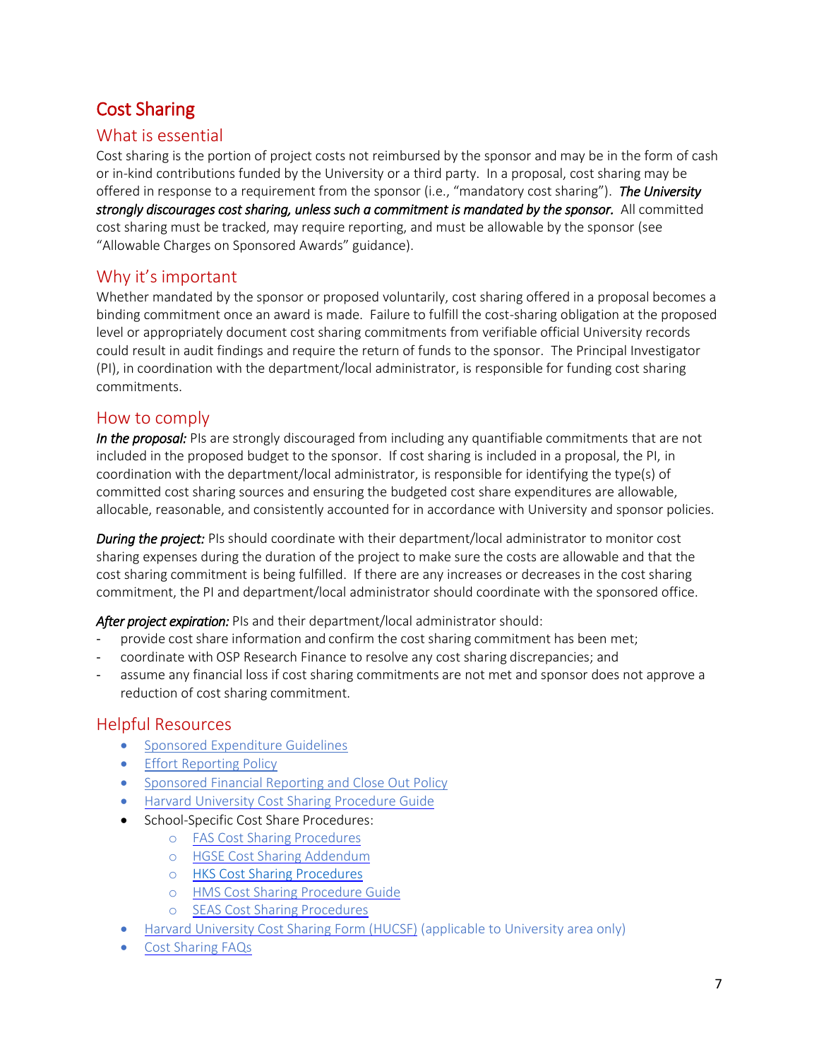# Cost Sharing

## What is essential

Cost sharing is the portion of project costs not reimbursed by the sponsor and may be in the form of cash or in-kind contributions funded by the University or a third party. In a proposal, cost sharing may be offered in response to a requirement from the sponsor (i.e., "mandatory cost sharing"). ***The University strongly discourages cost sharing, unless such a commitment is mandated by the sponsor.*** All committed cost sharing must be tracked, may require reporting, and must be allowable by the sponsor (see "Allowable Charges on Sponsored Awards" guidance).

## Why it's important

Whether mandated by the sponsor or proposed voluntarily, cost sharing offered in a proposal becomes a binding commitment once an award is made. Failure to fulfill the cost-sharing obligation at the proposed level or appropriately document cost sharing commitments from verifiable official University records could result in audit findings and require the return of funds to the sponsor. The Principal Investigator (PI), in coordination with the department/local administrator, is responsible for funding cost sharing commitments.

## How to comply

***In the proposal:*** PIs are strongly discouraged from including any quantifiable commitments that are not included in the proposed budget to the sponsor. If cost sharing is included in a proposal, the PI, in coordination with the department/local administrator, is responsible for identifying the type(s) of committed cost sharing sources and ensuring the budgeted cost share expenditures are allowable, allocable, reasonable, and consistently accounted for in accordance with University and sponsor policies.

***During the project:*** PIs should coordinate with their department/local administrator to monitor cost sharing expenses during the duration of the project to make sure the costs are allowable and that the cost sharing commitment is being fulfilled. If there are any increases or decreases in the cost sharing commitment, the PI and department/local administrator should coordinate with the sponsored office.

***After project expiration:*** PIs and their department/local administrator should:

- provide cost share information and confirm the cost sharing commitment has been met;
- coordinate with OSP Research Finance to resolve any cost sharing discrepancies; and
- assume any financial loss if cost sharing commitments are not met and sponsor does not approve a reduction of cost sharing commitment.

## Helpful Resources

- Sponsored Expenditure Guidelines
- Effort Reporting Policy
- Sponsored Financial Reporting and Close Out Policy
- Harvard University Cost Sharing Procedure Guide
- School-Specific Cost Share Procedures:
  - FAS Cost Sharing Procedures
  - HGSE Cost Sharing Addendum
  - HKS Cost Sharing Procedures
  - HMS Cost Sharing Procedure Guide
  - SEAS Cost Sharing Procedures
- Harvard University Cost Sharing Form (HUCSF) (applicable to University area only)
- Cost Sharing FAQs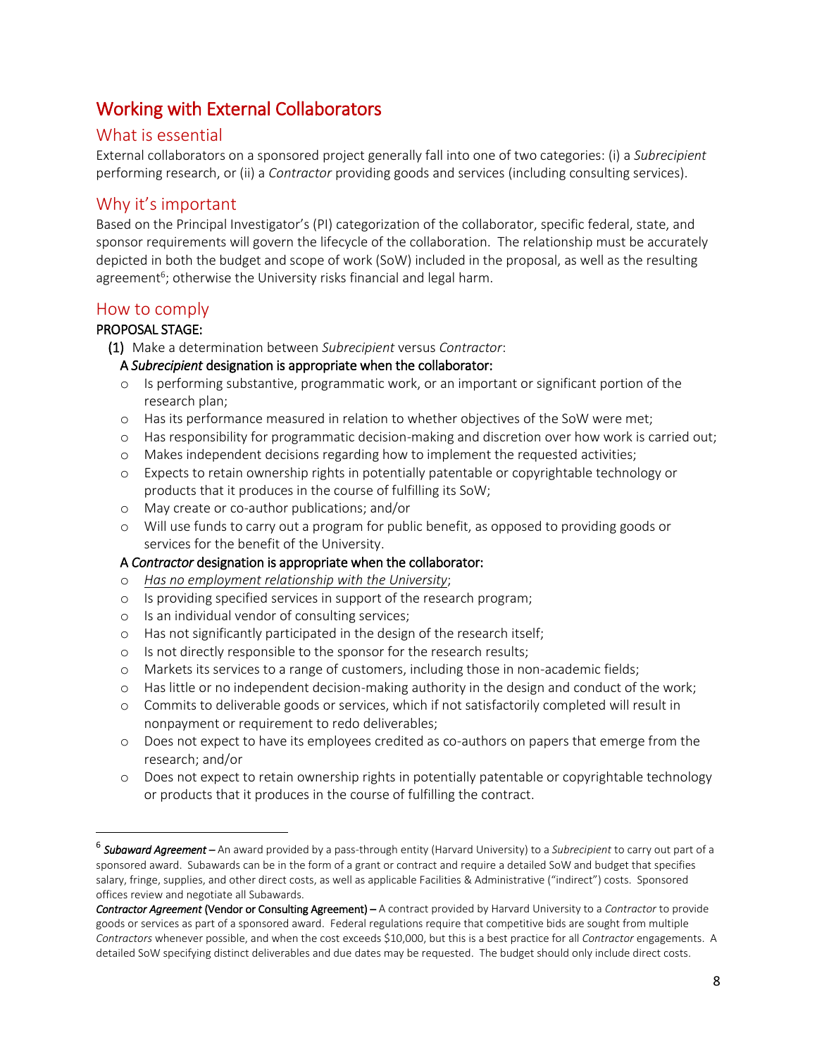# Working with External Collaborators

## What is essential

External collaborators on a sponsored project generally fall into one of two categories: (i) a *Subrecipient* performing research, or (ii) a *Contractor* providing goods and services (including consulting services).

## Why it's important

Based on the Principal Investigator's (PI) categorization of the collaborator, specific federal, state, and sponsor requirements will govern the lifecycle of the collaboration. The relationship must be accurately depicted in both the budget and scope of work (SoW) included in the proposal, as well as the resulting agreement[6]; otherwise the University risks financial and legal harm.

## How to comply

**PROPOSAL STAGE:**

**(1)** Make a determination between *Subrecipient* versus *Contractor*:

**A *Subrecipient* designation is appropriate when the collaborator:**

- Is performing substantive, programmatic work, or an important or significant portion of the research plan;
- Has its performance measured in relation to whether objectives of the SoW were met;
- Has responsibility for programmatic decision-making and discretion over how work is carried out;
- Makes independent decisions regarding how to implement the requested activities;
- Expects to retain ownership rights in potentially patentable or copyrightable technology or products that it produces in the course of fulfilling its SoW;
- May create or co-author publications; and/or
- Will use funds to carry out a program for public benefit, as opposed to providing goods or services for the benefit of the University.

**A *Contractor* designation is appropriate when the collaborator:**

- <u>*Has no employment relationship with the University*</u>;
- Is providing specified services in support of the research program;
- Is an individual vendor of consulting services;
- Has not significantly participated in the design of the research itself;
- Is not directly responsible to the sponsor for the research results;
- Markets its services to a range of customers, including those in non-academic fields;
- Has little or no independent decision-making authority in the design and conduct of the work;
- Commits to deliverable goods or services, which if not satisfactorily completed will result in nonpayment or requirement to redo deliverables;
- Does not expect to have its employees credited as co-authors on papers that emerge from the research; and/or
- Does not expect to retain ownership rights in potentially patentable or copyrightable technology or products that it produces in the course of fulfilling the contract.

---

[6] ***Subaward Agreement*** **–** An award provided by a pass-through entity (Harvard University) to a *Subrecipient* to carry out part of a sponsored award. Subawards can be in the form of a grant or contract and require a detailed SoW and budget that specifies salary, fringe, supplies, and other direct costs, as well as applicable Facilities & Administrative ("indirect") costs. Sponsored offices review and negotiate all Subawards.

***Contractor Agreement*** **(Vendor or Consulting Agreement) –** A contract provided by Harvard University to a *Contractor* to provide goods or services as part of a sponsored award. Federal regulations require that competitive bids are sought from multiple *Contractors* whenever possible, and when the cost exceeds $10,000, but this is a best practice for all *Contractor* engagements. A detailed SoW specifying distinct deliverables and due dates may be requested. The budget should only include direct costs.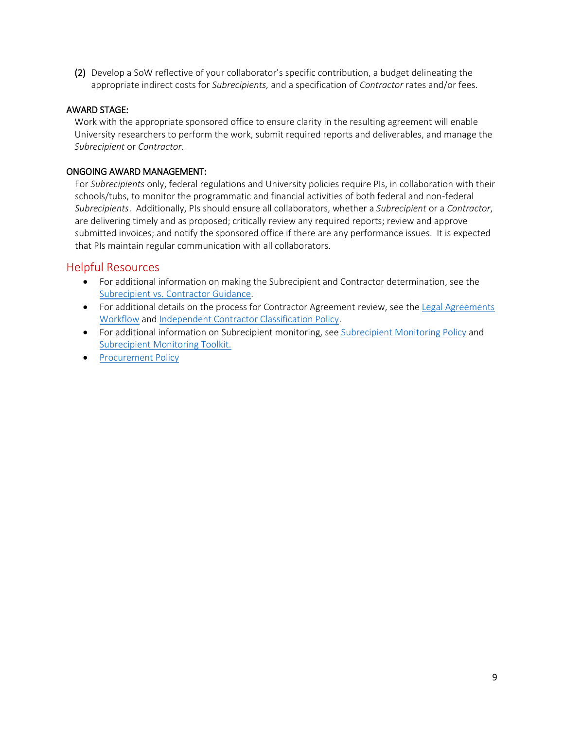(2) Develop a SoW reflective of your collaborator's specific contribution, a budget delineating the appropriate indirect costs for *Subrecipients,* and a specification of *Contractor* rates and/or fees.

AWARD STAGE:

Work with the appropriate sponsored office to ensure clarity in the resulting agreement will enable University researchers to perform the work, submit required reports and deliverables, and manage the *Subrecipient* or *Contractor*.

ONGOING AWARD MANAGEMENT:

For *Subrecipients* only, federal regulations and University policies require PIs, in collaboration with their schools/tubs, to monitor the programmatic and financial activities of both federal and non-federal *Subrecipients*. Additionally, PIs should ensure all collaborators, whether a *Subrecipient* or a *Contractor*, are delivering timely and as proposed; critically review any required reports; review and approve submitted invoices; and notify the sponsored office if there are any performance issues. It is expected that PIs maintain regular communication with all collaborators.

## Helpful Resources

- For additional information on making the Subrecipient and Contractor determination, see the Subrecipient vs. Contractor Guidance.
- For additional details on the process for Contractor Agreement review, see the Legal Agreements Workflow and Independent Contractor Classification Policy.
- For additional information on Subrecipient monitoring, see Subrecipient Monitoring Policy and Subrecipient Monitoring Toolkit.
- Procurement Policy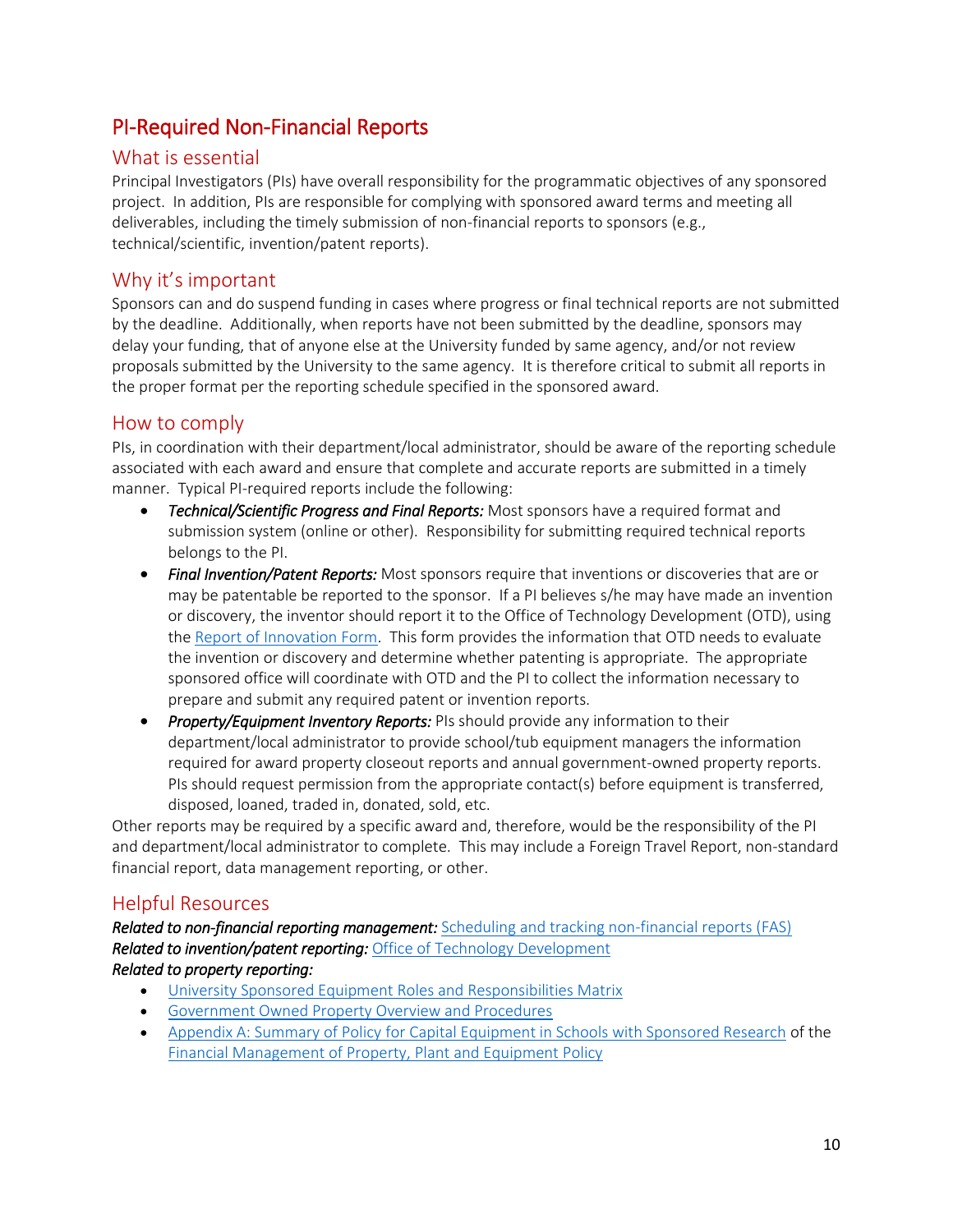# PI-Required Non-Financial Reports

## What is essential

Principal Investigators (PIs) have overall responsibility for the programmatic objectives of any sponsored project. In addition, PIs are responsible for complying with sponsored award terms and meeting all deliverables, including the timely submission of non-financial reports to sponsors (e.g., technical/scientific, invention/patent reports).

## Why it's important

Sponsors can and do suspend funding in cases where progress or final technical reports are not submitted by the deadline. Additionally, when reports have not been submitted by the deadline, sponsors may delay your funding, that of anyone else at the University funded by same agency, and/or not review proposals submitted by the University to the same agency. It is therefore critical to submit all reports in the proper format per the reporting schedule specified in the sponsored award.

## How to comply

PIs, in coordination with their department/local administrator, should be aware of the reporting schedule associated with each award and ensure that complete and accurate reports are submitted in a timely manner. Typical PI-required reports include the following:

- ***Technical/Scientific Progress and Final Reports:*** Most sponsors have a required format and submission system (online or other). Responsibility for submitting required technical reports belongs to the PI.
- ***Final Invention/Patent Reports:*** Most sponsors require that inventions or discoveries that are or may be patentable be reported to the sponsor. If a PI believes s/he may have made an invention or discovery, the inventor should report it to the Office of Technology Development (OTD), using the Report of Innovation Form. This form provides the information that OTD needs to evaluate the invention or discovery and determine whether patenting is appropriate. The appropriate sponsored office will coordinate with OTD and the PI to collect the information necessary to prepare and submit any required patent or invention reports.
- ***Property/Equipment Inventory Reports:*** PIs should provide any information to their department/local administrator to provide school/tub equipment managers the information required for award property closeout reports and annual government-owned property reports. PIs should request permission from the appropriate contact(s) before equipment is transferred, disposed, loaned, traded in, donated, sold, etc.

Other reports may be required by a specific award and, therefore, would be the responsibility of the PI and department/local administrator to complete. This may include a Foreign Travel Report, non-standard financial report, data management reporting, or other.

## Helpful Resources

***Related to non-financial reporting management:*** Scheduling and tracking non-financial reports (FAS)
***Related to invention/patent reporting:*** Office of Technology Development
***Related to property reporting:***

- University Sponsored Equipment Roles and Responsibilities Matrix
- Government Owned Property Overview and Procedures
- Appendix A: Summary of Policy for Capital Equipment in Schools with Sponsored Research of the Financial Management of Property, Plant and Equipment Policy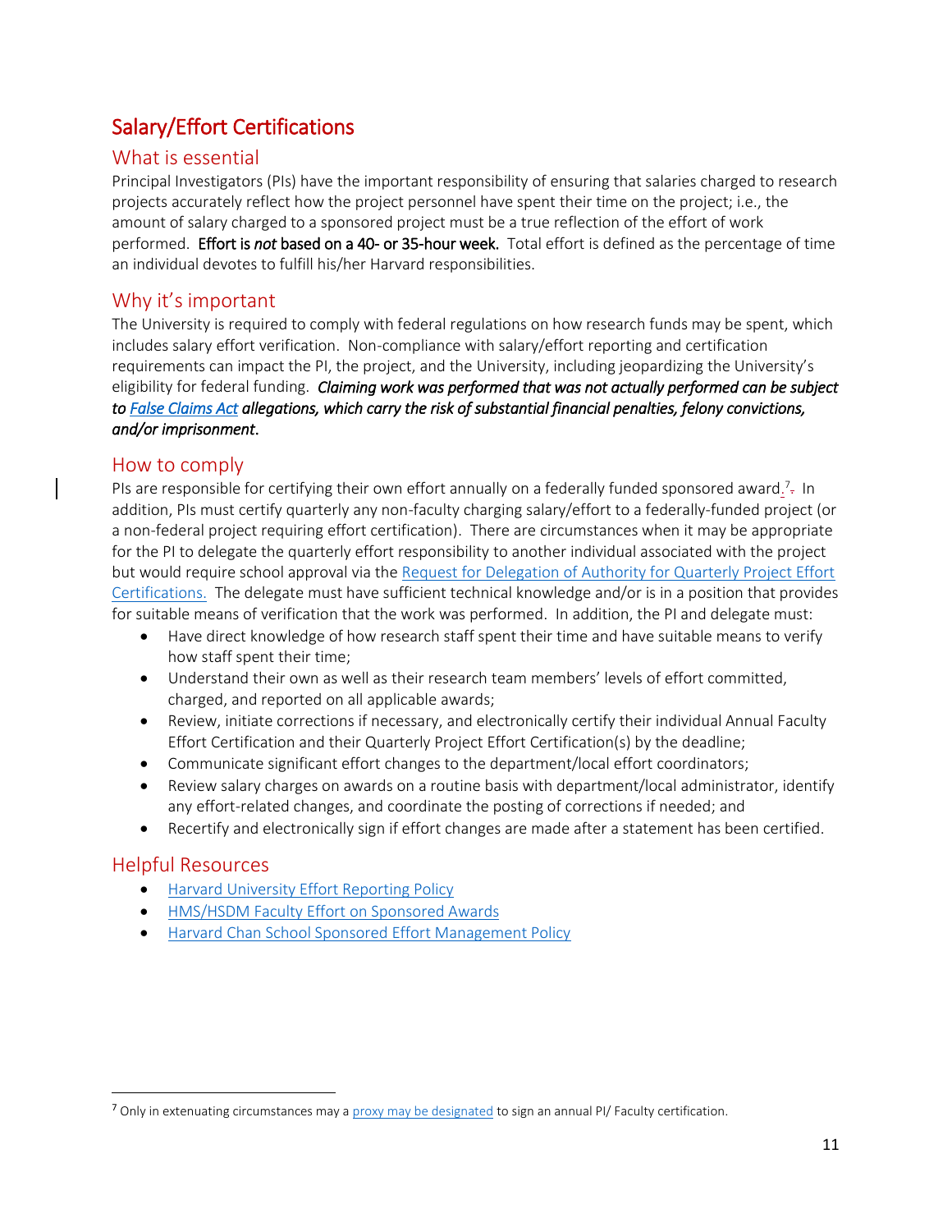## Salary/Effort Certifications

### What is essential

Principal Investigators (PIs) have the important responsibility of ensuring that salaries charged to research projects accurately reflect how the project personnel have spent their time on the project; i.e., the amount of salary charged to a sponsored project must be a true reflection of the effort of work performed. **Effort is *not* based on a 40- or 35-hour week.** Total effort is defined as the percentage of time an individual devotes to fulfill his/her Harvard responsibilities.

### Why it's important

The University is required to comply with federal regulations on how research funds may be spent, which includes salary effort verification. Non-compliance with salary/effort reporting and certification requirements can impact the PI, the project, and the University, including jeopardizing the University's eligibility for federal funding. ***Claiming work was performed that was not actually performed can be subject to False Claims Act allegations, which carry the risk of substantial financial penalties, felony convictions, and/or imprisonment.***

### How to comply

PIs are responsible for certifying their own effort annually on a federally funded sponsored award.[7] In addition, PIs must certify quarterly any non-faculty charging salary/effort to a federally-funded project (or a non-federal project requiring effort certification). There are circumstances when it may be appropriate for the PI to delegate the quarterly effort responsibility to another individual associated with the project but would require school approval via the Request for Delegation of Authority for Quarterly Project Effort Certifications. The delegate must have sufficient technical knowledge and/or is in a position that provides for suitable means of verification that the work was performed. In addition, the PI and delegate must:

- Have direct knowledge of how research staff spent their time and have suitable means to verify how staff spent their time;
- Understand their own as well as their research team members' levels of effort committed, charged, and reported on all applicable awards;
- Review, initiate corrections if necessary, and electronically certify their individual Annual Faculty Effort Certification and their Quarterly Project Effort Certification(s) by the deadline;
- Communicate significant effort changes to the department/local effort coordinators;
- Review salary charges on awards on a routine basis with department/local administrator, identify any effort-related changes, and coordinate the posting of corrections if needed; and
- Recertify and electronically sign if effort changes are made after a statement has been certified.

### Helpful Resources

- Harvard University Effort Reporting Policy
- HMS/HSDM Faculty Effort on Sponsored Awards
- Harvard Chan School Sponsored Effort Management Policy

[7] Only in extenuating circumstances may a proxy may be designated to sign an annual PI/ Faculty certification.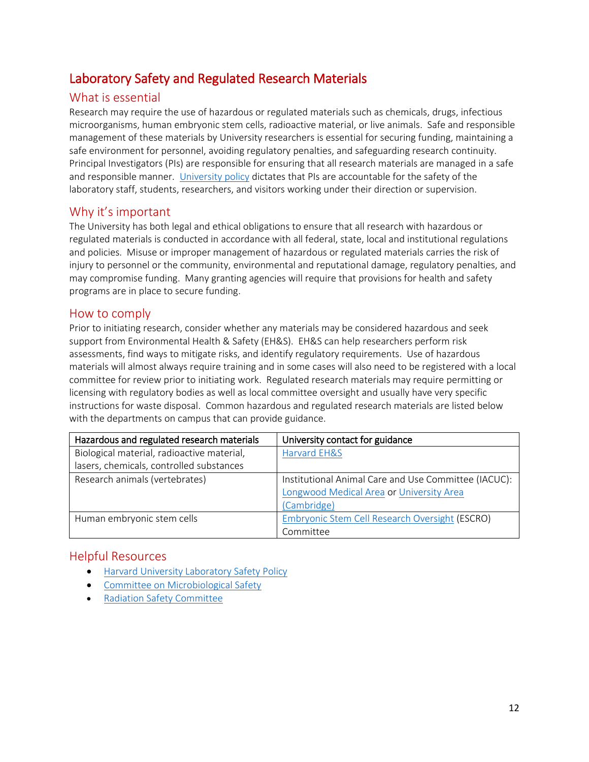# Laboratory Safety and Regulated Research Materials

## What is essential

Research may require the use of hazardous or regulated materials such as chemicals, drugs, infectious microorganisms, human embryonic stem cells, radioactive material, or live animals. Safe and responsible management of these materials by University researchers is essential for securing funding, maintaining a safe environment for personnel, avoiding regulatory penalties, and safeguarding research continuity. Principal Investigators (PIs) are responsible for ensuring that all research materials are managed in a safe and responsible manner. University policy dictates that PIs are accountable for the safety of the laboratory staff, students, researchers, and visitors working under their direction or supervision.

## Why it's important

The University has both legal and ethical obligations to ensure that all research with hazardous or regulated materials is conducted in accordance with all federal, state, local and institutional regulations and policies. Misuse or improper management of hazardous or regulated materials carries the risk of injury to personnel or the community, environmental and reputational damage, regulatory penalties, and may compromise funding. Many granting agencies will require that provisions for health and safety programs are in place to secure funding.

## How to comply

Prior to initiating research, consider whether any materials may be considered hazardous and seek support from Environmental Health & Safety (EH&S). EH&S can help researchers perform risk assessments, find ways to mitigate risks, and identify regulatory requirements. Use of hazardous materials will almost always require training and in some cases will also need to be registered with a local committee for review prior to initiating work. Regulated research materials may require permitting or licensing with regulatory bodies as well as local committee oversight and usually have very specific instructions for waste disposal. Common hazardous and regulated research materials are listed below with the departments on campus that can provide guidance.

| Hazardous and regulated research materials | University contact for guidance |
| --- | --- |
| Biological material, radioactive material, lasers, chemicals, controlled substances | Harvard EH&S |
| Research animals (vertebrates) | Institutional Animal Care and Use Committee (IACUC): Longwood Medical Area or University Area (Cambridge) |
| Human embryonic stem cells | Embryonic Stem Cell Research Oversight (ESCRO) Committee |

## Helpful Resources

- Harvard University Laboratory Safety Policy
- Committee on Microbiological Safety
- Radiation Safety Committee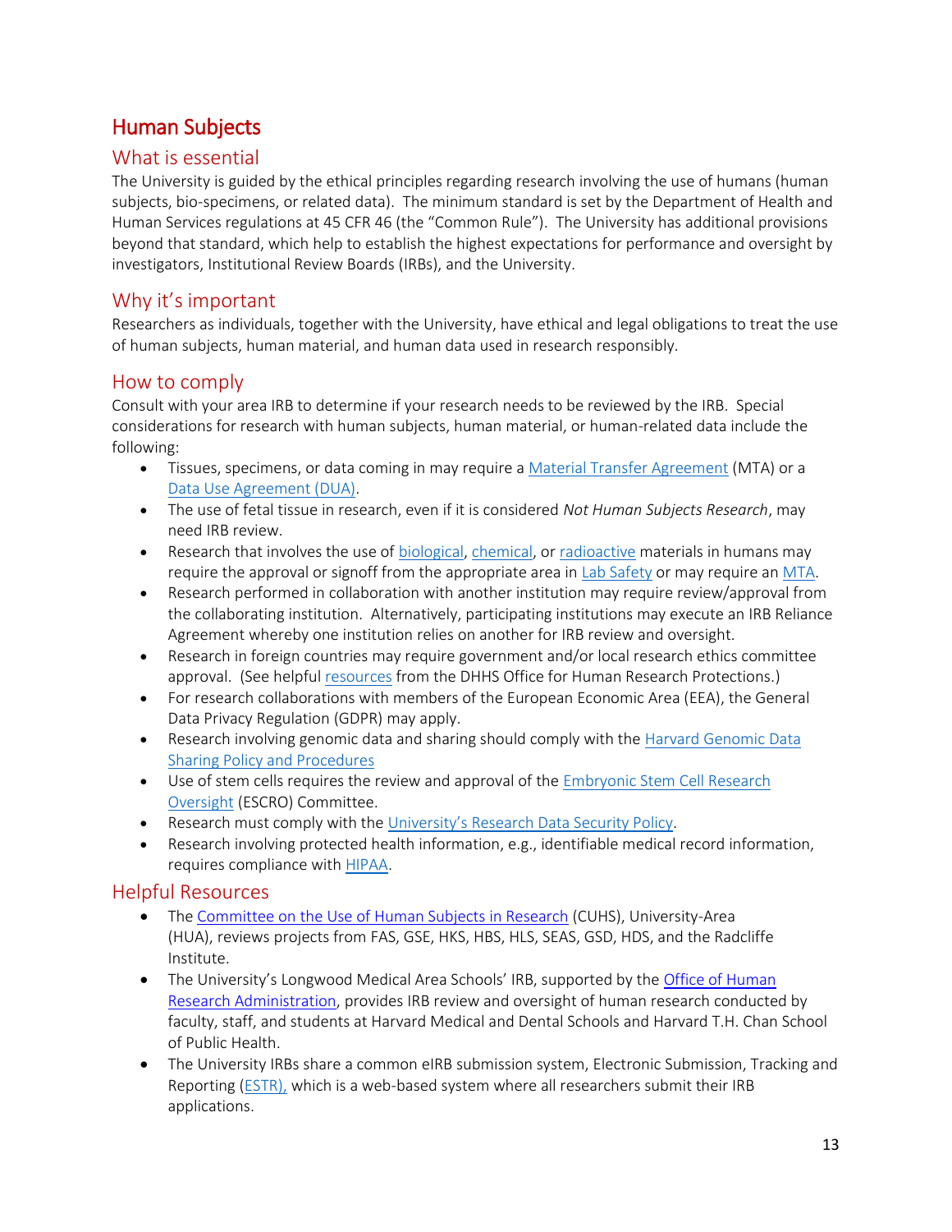# Human Subjects

## What is essential

The University is guided by the ethical principles regarding research involving the use of humans (human subjects, bio-specimens, or related data). The minimum standard is set by the Department of Health and Human Services regulations at 45 CFR 46 (the "Common Rule"). The University has additional provisions beyond that standard, which help to establish the highest expectations for performance and oversight by investigators, Institutional Review Boards (IRBs), and the University.

## Why it's important

Researchers as individuals, together with the University, have ethical and legal obligations to treat the use of human subjects, human material, and human data used in research responsibly.

## How to comply

Consult with your area IRB to determine if your research needs to be reviewed by the IRB. Special considerations for research with human subjects, human material, or human-related data include the following:

- Tissues, specimens, or data coming in may require a Material Transfer Agreement (MTA) or a Data Use Agreement (DUA).
- The use of fetal tissue in research, even if it is considered *Not Human Subjects Research*, may need IRB review.
- Research that involves the use of biological, chemical, or radioactive materials in humans may require the approval or signoff from the appropriate area in Lab Safety or may require an MTA.
- Research performed in collaboration with another institution may require review/approval from the collaborating institution. Alternatively, participating institutions may execute an IRB Reliance Agreement whereby one institution relies on another for IRB review and oversight.
- Research in foreign countries may require government and/or local research ethics committee approval. (See helpful resources from the DHHS Office for Human Research Protections.)
- For research collaborations with members of the European Economic Area (EEA), the General Data Privacy Regulation (GDPR) may apply.
- Research involving genomic data and sharing should comply with the Harvard Genomic Data Sharing Policy and Procedures
- Use of stem cells requires the review and approval of the Embryonic Stem Cell Research Oversight (ESCRO) Committee.
- Research must comply with the University's Research Data Security Policy.
- Research involving protected health information, e.g., identifiable medical record information, requires compliance with HIPAA.

## Helpful Resources

- The Committee on the Use of Human Subjects in Research (CUHS), University-Area (HUA), reviews projects from FAS, GSE, HKS, HBS, HLS, SEAS, GSD, HDS, and the Radcliffe Institute.
- The University's Longwood Medical Area Schools' IRB, supported by the Office of Human Research Administration, provides IRB review and oversight of human research conducted by faculty, staff, and students at Harvard Medical and Dental Schools and Harvard T.H. Chan School of Public Health.
- The University IRBs share a common eIRB submission system, Electronic Submission, Tracking and Reporting (ESTR), which is a web-based system where all researchers submit their IRB applications.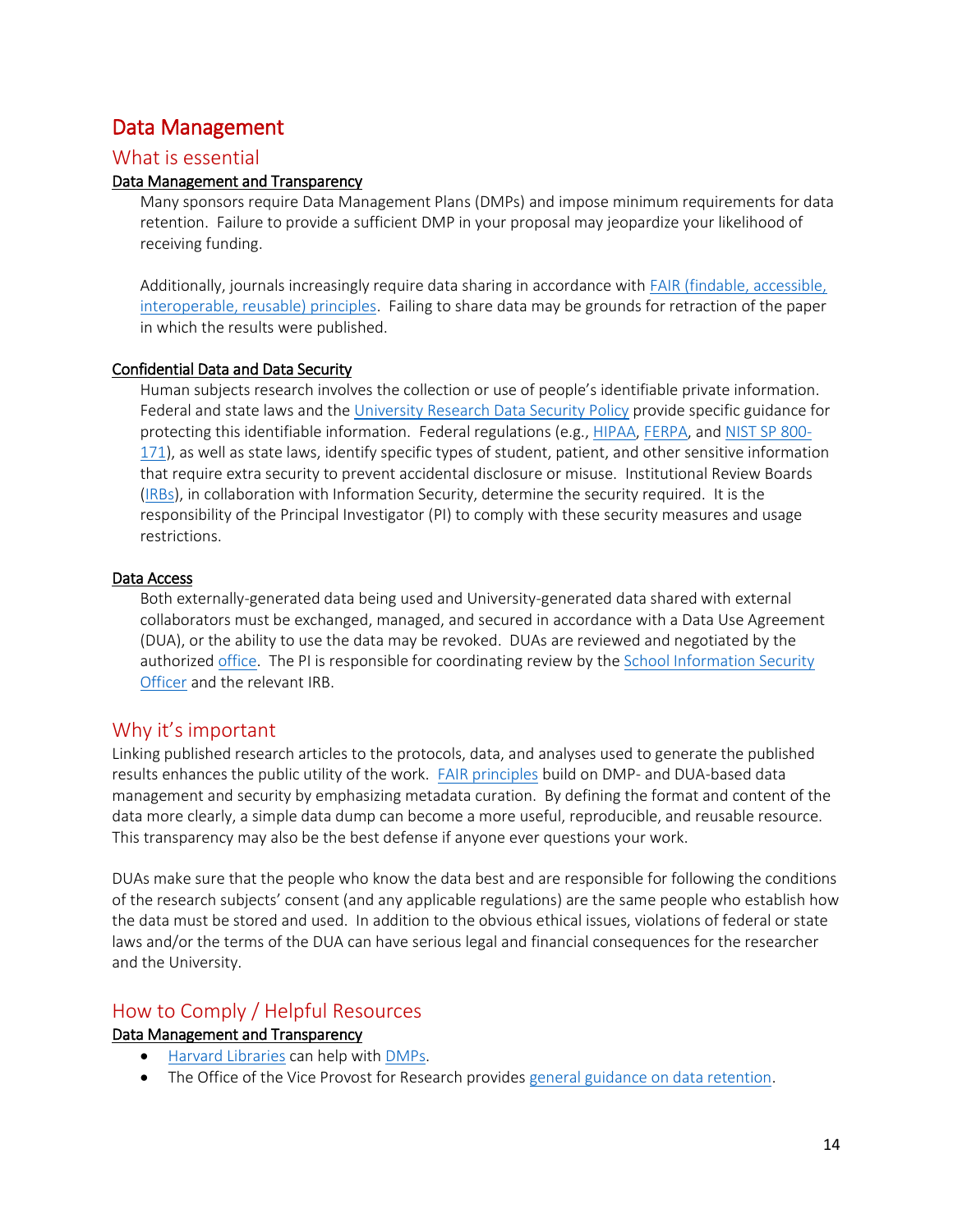# Data Management

## What is essential

### Data Management and Transparency

Many sponsors require Data Management Plans (DMPs) and impose minimum requirements for data retention. Failure to provide a sufficient DMP in your proposal may jeopardize your likelihood of receiving funding.

Additionally, journals increasingly require data sharing in accordance with FAIR (findable, accessible, interoperable, reusable) principles. Failing to share data may be grounds for retraction of the paper in which the results were published.

### Confidential Data and Data Security

Human subjects research involves the collection or use of people's identifiable private information. Federal and state laws and the University Research Data Security Policy provide specific guidance for protecting this identifiable information. Federal regulations (e.g., HIPAA, FERPA, and NIST SP 800-171), as well as state laws, identify specific types of student, patient, and other sensitive information that require extra security to prevent accidental disclosure or misuse. Institutional Review Boards (IRBs), in collaboration with Information Security, determine the security required. It is the responsibility of the Principal Investigator (PI) to comply with these security measures and usage restrictions.

### Data Access

Both externally-generated data being used and University-generated data shared with external collaborators must be exchanged, managed, and secured in accordance with a Data Use Agreement (DUA), or the ability to use the data may be revoked. DUAs are reviewed and negotiated by the authorized office. The PI is responsible for coordinating review by the School Information Security Officer and the relevant IRB.

## Why it's important

Linking published research articles to the protocols, data, and analyses used to generate the published results enhances the public utility of the work. FAIR principles build on DMP- and DUA-based data management and security by emphasizing metadata curation. By defining the format and content of the data more clearly, a simple data dump can become a more useful, reproducible, and reusable resource. This transparency may also be the best defense if anyone ever questions your work.

DUAs make sure that the people who know the data best and are responsible for following the conditions of the research subjects' consent (and any applicable regulations) are the same people who establish how the data must be stored and used. In addition to the obvious ethical issues, violations of federal or state laws and/or the terms of the DUA can have serious legal and financial consequences for the researcher and the University.

## How to Comply / Helpful Resources

### Data Management and Transparency

- Harvard Libraries can help with DMPs.
- The Office of the Vice Provost for Research provides general guidance on data retention.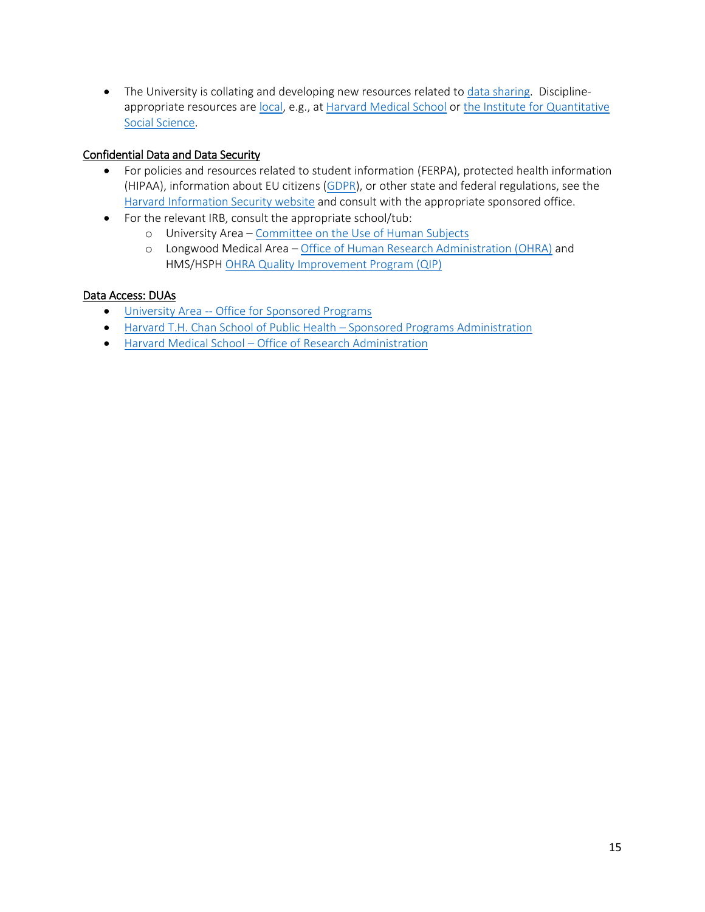- The University is collating and developing new resources related to data sharing. Discipline-appropriate resources are local, e.g., at Harvard Medical School or the Institute for Quantitative Social Science.

**Confidential Data and Data Security**

- For policies and resources related to student information (FERPA), protected health information (HIPAA), information about EU citizens (GDPR), or other state and federal regulations, see the Harvard Information Security website and consult with the appropriate sponsored office.
- For the relevant IRB, consult the appropriate school/tub:
  - University Area – Committee on the Use of Human Subjects
  - Longwood Medical Area – Office of Human Research Administration (OHRA) and HMS/HSPH OHRA Quality Improvement Program (QIP)

**Data Access: DUAs**

- University Area -- Office for Sponsored Programs
- Harvard T.H. Chan School of Public Health – Sponsored Programs Administration
- Harvard Medical School – Office of Research Administration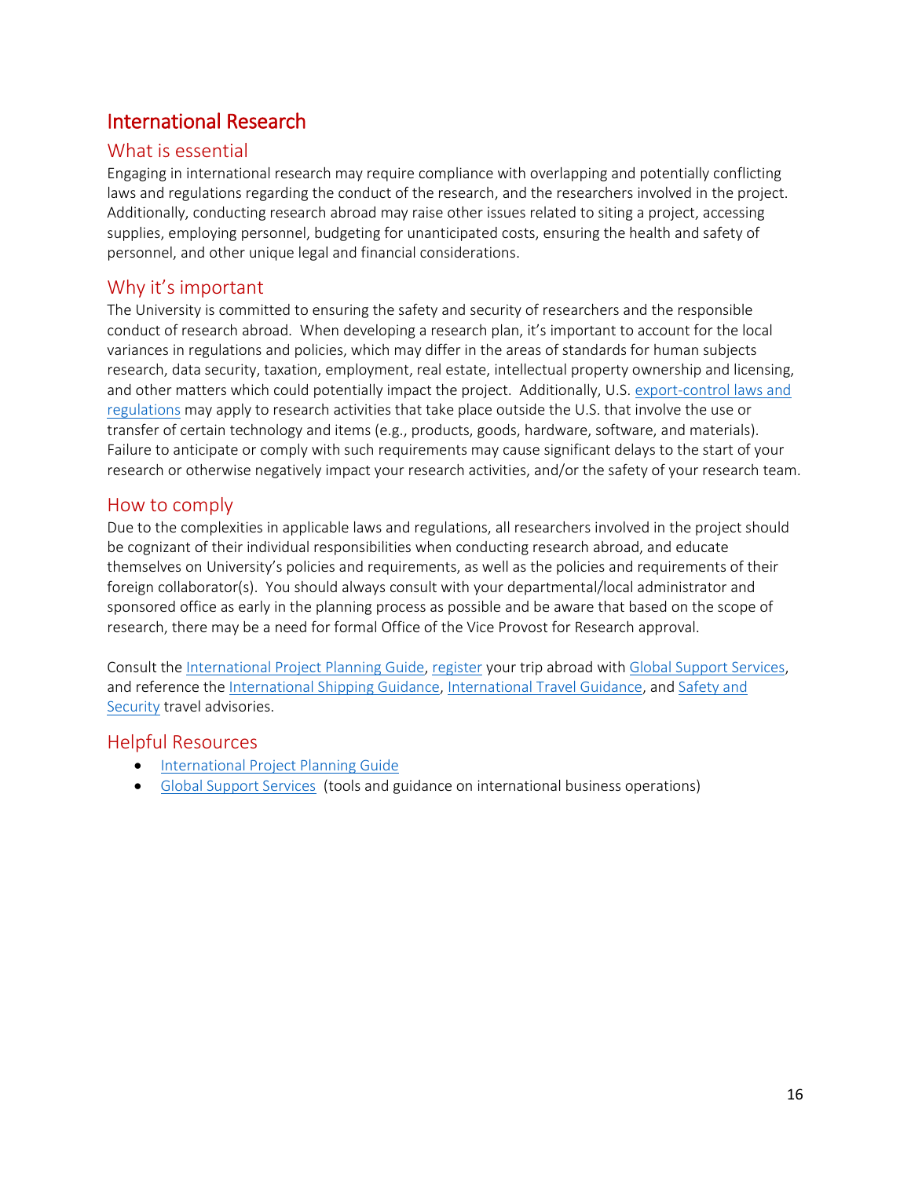# International Research

## What is essential

Engaging in international research may require compliance with overlapping and potentially conflicting laws and regulations regarding the conduct of the research, and the researchers involved in the project. Additionally, conducting research abroad may raise other issues related to siting a project, accessing supplies, employing personnel, budgeting for unanticipated costs, ensuring the health and safety of personnel, and other unique legal and financial considerations.

## Why it's important

The University is committed to ensuring the safety and security of researchers and the responsible conduct of research abroad. When developing a research plan, it's important to account for the local variances in regulations and policies, which may differ in the areas of standards for human subjects research, data security, taxation, employment, real estate, intellectual property ownership and licensing, and other matters which could potentially impact the project. Additionally, U.S. export-control laws and regulations may apply to research activities that take place outside the U.S. that involve the use or transfer of certain technology and items (e.g., products, goods, hardware, software, and materials). Failure to anticipate or comply with such requirements may cause significant delays to the start of your research or otherwise negatively impact your research activities, and/or the safety of your research team.

## How to comply

Due to the complexities in applicable laws and regulations, all researchers involved in the project should be cognizant of their individual responsibilities when conducting research abroad, and educate themselves on University's policies and requirements, as well as the policies and requirements of their foreign collaborator(s). You should always consult with your departmental/local administrator and sponsored office as early in the planning process as possible and be aware that based on the scope of research, there may be a need for formal Office of the Vice Provost for Research approval.

Consult the International Project Planning Guide, register your trip abroad with Global Support Services, and reference the International Shipping Guidance, International Travel Guidance, and Safety and Security travel advisories.

## Helpful Resources

- International Project Planning Guide
- Global Support Services (tools and guidance on international business operations)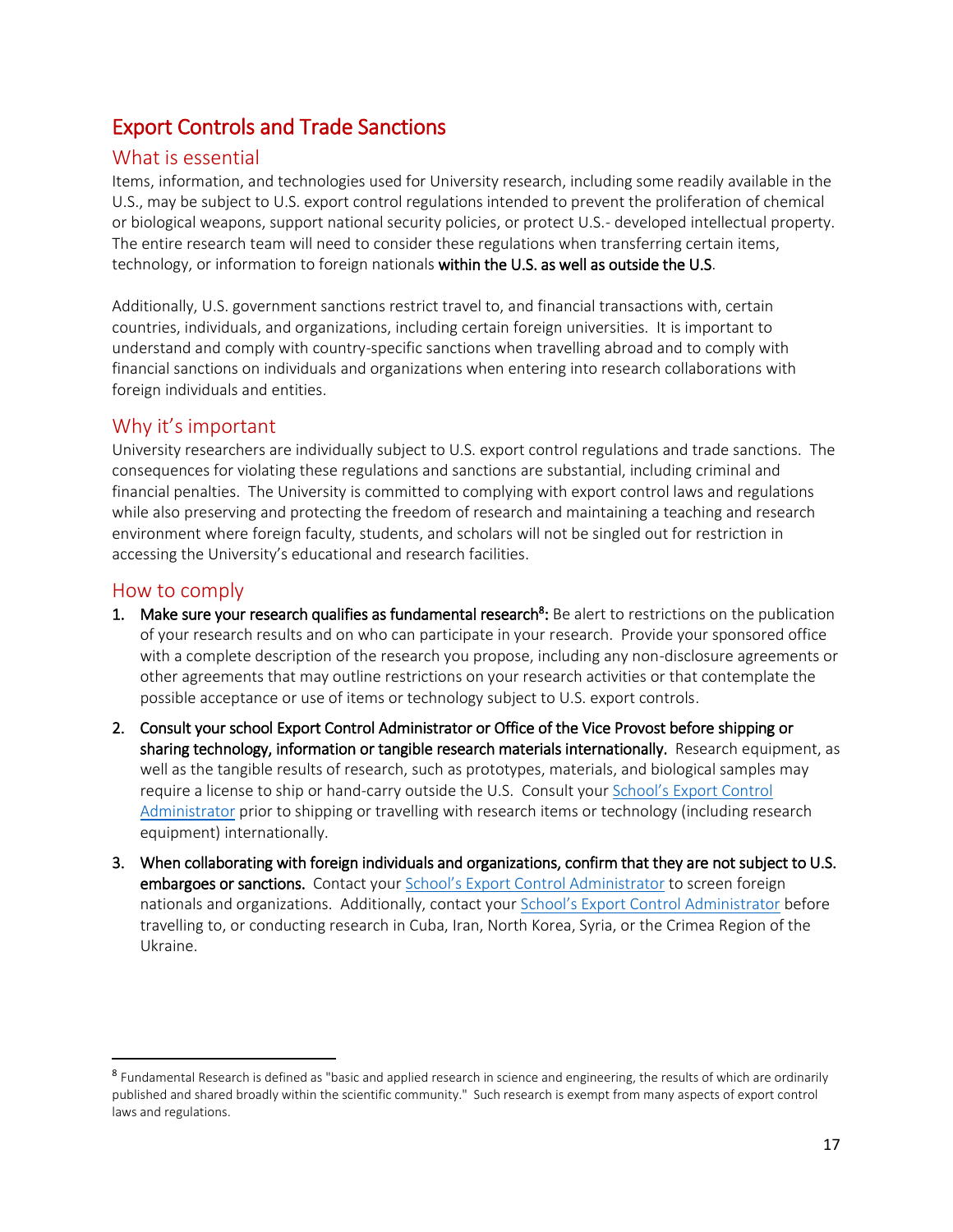# Export Controls and Trade Sanctions

## What is essential

Items, information, and technologies used for University research, including some readily available in the U.S., may be subject to U.S. export control regulations intended to prevent the proliferation of chemical or biological weapons, support national security policies, or protect U.S.- developed intellectual property. The entire research team will need to consider these regulations when transferring certain items, technology, or information to foreign nationals **within the U.S. as well as outside the U.S**.

Additionally, U.S. government sanctions restrict travel to, and financial transactions with, certain countries, individuals, and organizations, including certain foreign universities. It is important to understand and comply with country-specific sanctions when travelling abroad and to comply with financial sanctions on individuals and organizations when entering into research collaborations with foreign individuals and entities.

## Why it's important

University researchers are individually subject to U.S. export control regulations and trade sanctions. The consequences for violating these regulations and sanctions are substantial, including criminal and financial penalties. The University is committed to complying with export control laws and regulations while also preserving and protecting the freedom of research and maintaining a teaching and research environment where foreign faculty, students, and scholars will not be singled out for restriction in accessing the University's educational and research facilities.

## How to comply

1. **Make sure your research qualifies as fundamental research[8]:** Be alert to restrictions on the publication of your research results and on who can participate in your research. Provide your sponsored office with a complete description of the research you propose, including any non-disclosure agreements or other agreements that may outline restrictions on your research activities or that contemplate the possible acceptance or use of items or technology subject to U.S. export controls.
2. **Consult your school Export Control Administrator or Office of the Vice Provost before shipping or sharing technology, information or tangible research materials internationally.** Research equipment, as well as the tangible results of research, such as prototypes, materials, and biological samples may require a license to ship or hand-carry outside the U.S. Consult your School's Export Control Administrator prior to shipping or travelling with research items or technology (including research equipment) internationally.
3. **When collaborating with foreign individuals and organizations, confirm that they are not subject to U.S. embargoes or sanctions.** Contact your School's Export Control Administrator to screen foreign nationals and organizations. Additionally, contact your School's Export Control Administrator before travelling to, or conducting research in Cuba, Iran, North Korea, Syria, or the Crimea Region of the Ukraine.

---

[8] Fundamental Research is defined as "basic and applied research in science and engineering, the results of which are ordinarily published and shared broadly within the scientific community." Such research is exempt from many aspects of export control laws and regulations.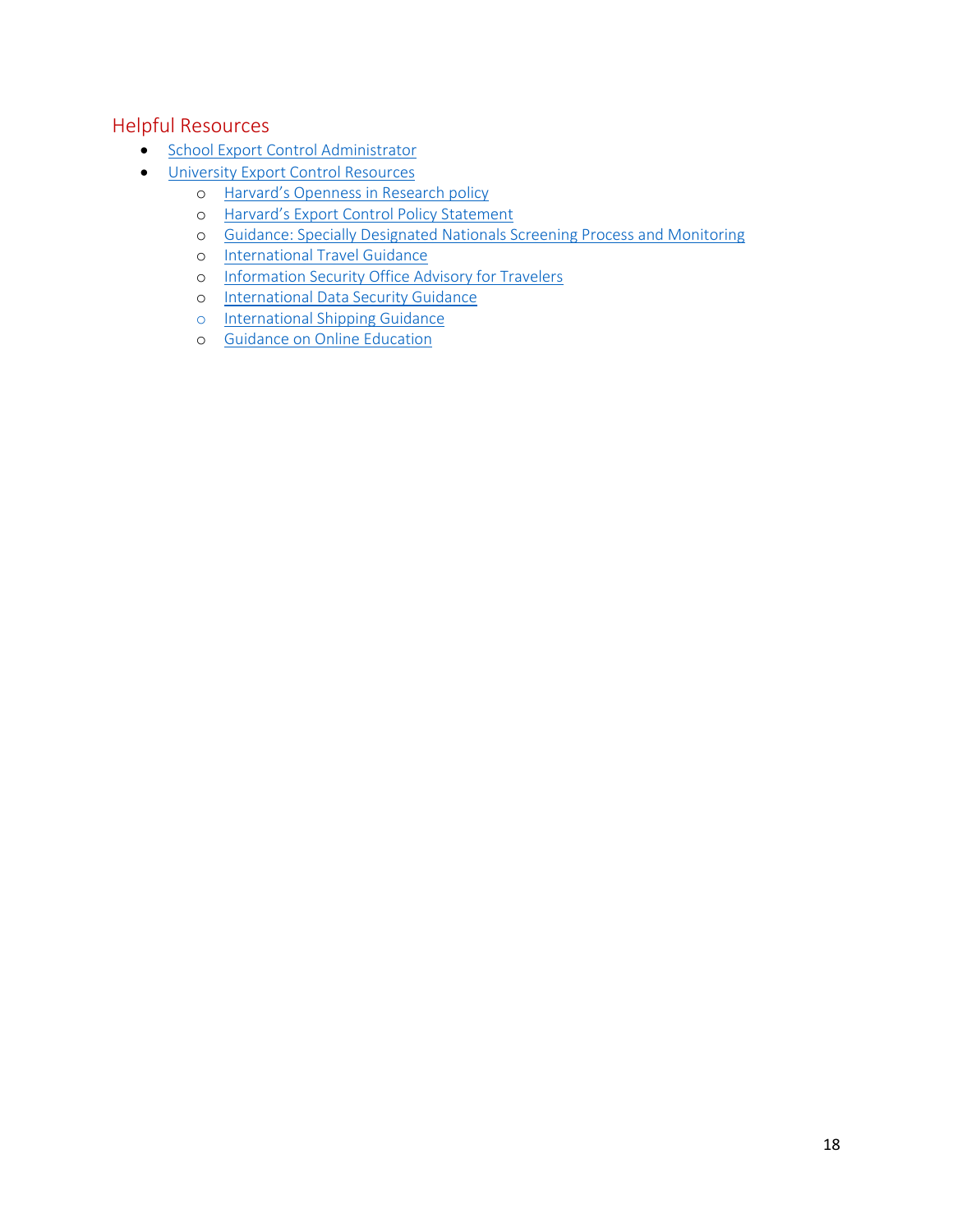## Helpful Resources

- School Export Control Administrator
- University Export Control Resources
  - Harvard's Openness in Research policy
  - Harvard's Export Control Policy Statement
  - Guidance: Specially Designated Nationals Screening Process and Monitoring
  - International Travel Guidance
  - Information Security Office Advisory for Travelers
  - International Data Security Guidance
  - International Shipping Guidance
  - Guidance on Online Education